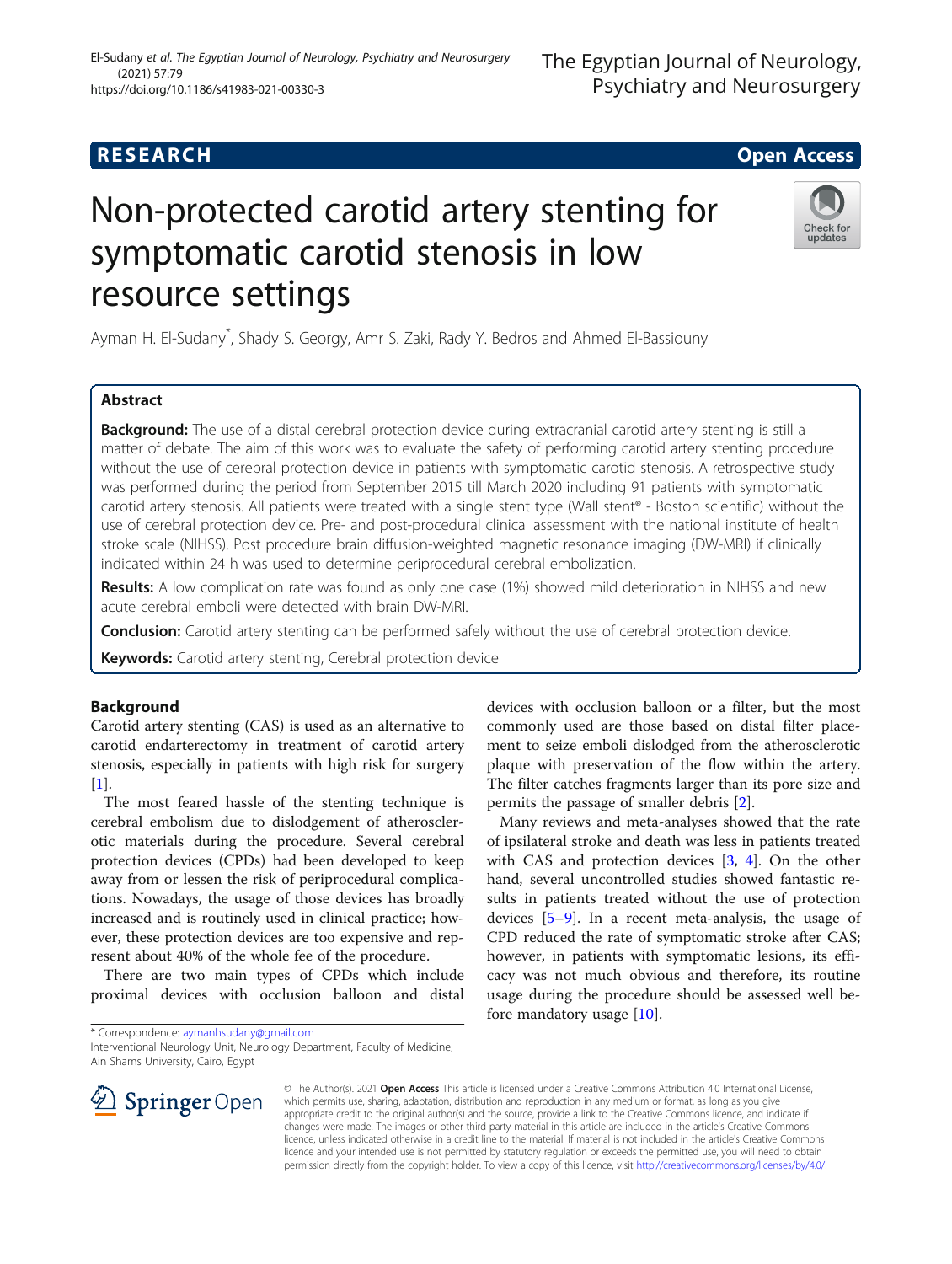**RESEARCH** **Open Access**

# Non-protected carotid artery stenting for symptomatic carotid stenosis in low resource settings

Ayman H. El-Sudany*, Shady S. Georgy, Amr S. Zaki, Rady Y. Bedros and Ahmed El-Bassiouny

## Abstract

**Background:** The use of a distal cerebral protection device during extracranial carotid artery stenting is still a matter of debate. The aim of this work was to evaluate the safety of performing carotid artery stenting procedure without the use of cerebral protection device in patients with symptomatic carotid stenosis. A retrospective study was performed during the period from September 2015 till March 2020 including 91 patients with symptomatic carotid artery stenosis. All patients were treated with a single stent type (Wall stent® - Boston scientific) without the use of cerebral protection device. Pre- and post-procedural clinical assessment with the national institute of health stroke scale (NIHSS). Post procedure brain diffusion-weighted magnetic resonance imaging (DW-MRI) if clinically indicated within 24 h was used to determine periprocedural cerebral embolization.

**Results:** A low complication rate was found as only one case (1%) showed mild deterioration in NIHSS and new acute cerebral emboli were detected with brain DW-MRI.

**Conclusion:** Carotid artery stenting can be performed safely without the use of cerebral protection device.

**Keywords:** Carotid artery stenting, Cerebral protection device

## Background

Carotid artery stenting (CAS) is used as an alternative to carotid endarterectomy in treatment of carotid artery stenosis, especially in patients with high risk for surgery [1].

The most feared hassle of the stenting technique is cerebral embolism due to dislodgement of atherosclerotic materials during the procedure. Several cerebral protection devices (CPDs) had been developed to keep away from or lessen the risk of periprocedural complications. Nowadays, the usage of those devices has broadly increased and is routinely used in clinical practice; however, these protection devices are too expensive and represent about 40% of the whole fee of the procedure.

There are two main types of CPDs which include proximal devices with occlusion balloon and distal devices with occlusion balloon or a filter, but the most commonly used are those based on distal filter placement to seize emboli dislodged from the atherosclerotic plaque with preservation of the flow within the artery. The filter catches fragments larger than its pore size and permits the passage of smaller debris [2].

Many reviews and meta-analyses showed that the rate of ipsilateral stroke and death was less in patients treated with CAS and protection devices [3, 4]. On the other hand, several uncontrolled studies showed fantastic results in patients treated without the use of protection devices [5–9]. In a recent meta-analysis, the usage of CPD reduced the rate of symptomatic stroke after CAS; however, in patients with symptomatic lesions, its efficacy was not much obvious and therefore, its routine usage during the procedure should be assessed well before mandatory usage [10].

\* Correspondence: aymanhsudany@gmail.com
Interventional Neurology Unit, Neurology Department, Faculty of Medicine, Ain Shams University, Cairo, Egypt

© The Author(s). 2021 **Open Access** This article is licensed under a Creative Commons Attribution 4.0 International License, which permits use, sharing, adaptation, distribution and reproduction in any medium or format, as long as you give appropriate credit to the original author(s) and the source, provide a link to the Creative Commons licence, and indicate if changes were made. The images or other third party material in this article are included in the article's Creative Commons licence, unless indicated otherwise in a credit line to the material. If material is not included in the article's Creative Commons licence and your intended use is not permitted by statutory regulation or exceeds the permitted use, you will need to obtain permission directly from the copyright holder. To view a copy of this licence, visit http://creativecommons.org/licenses/by/4.0/.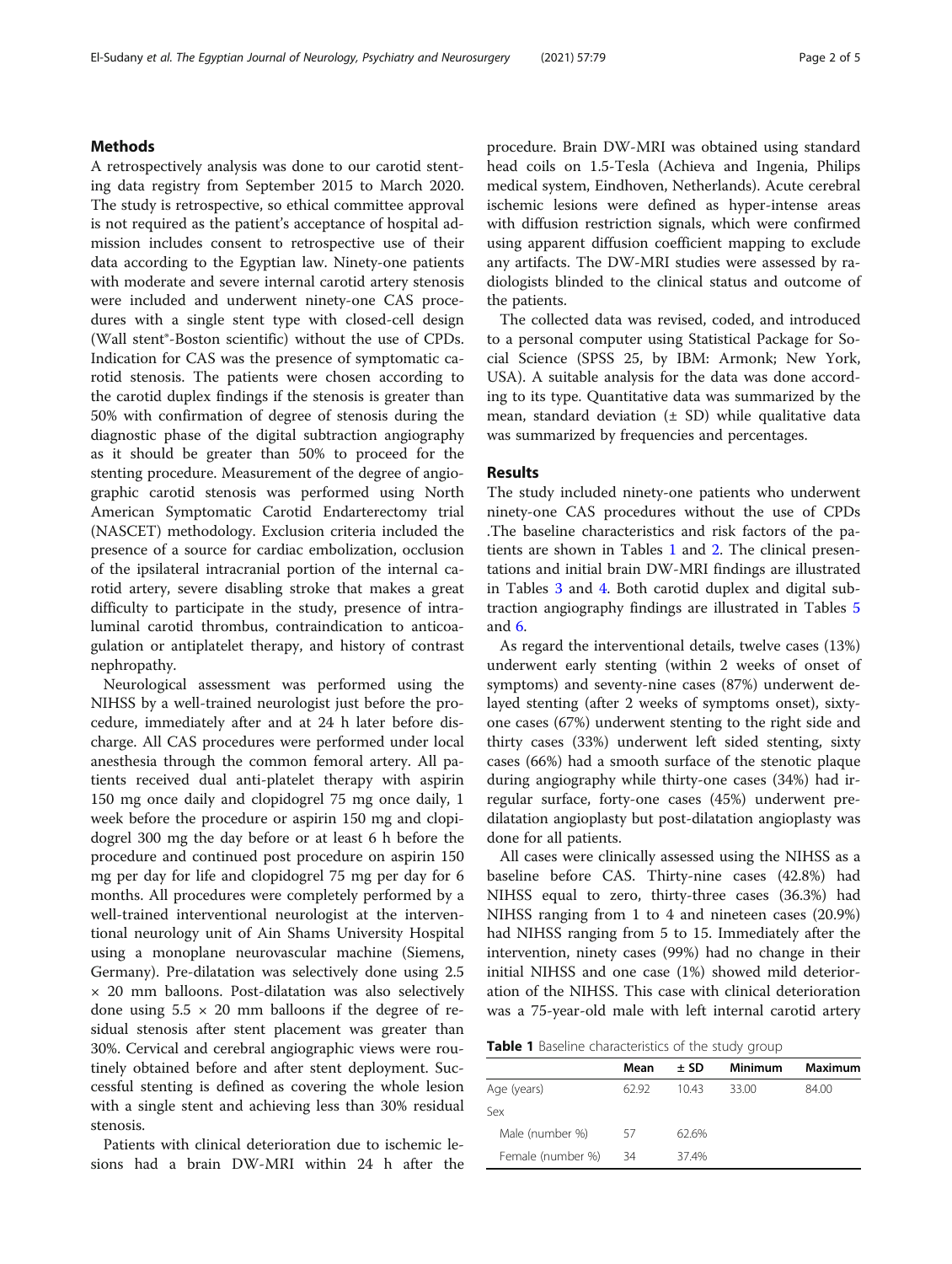## Methods

A retrospectively analysis was done to our carotid stenting data registry from September 2015 to March 2020. The study is retrospective, so ethical committee approval is not required as the patient's acceptance of hospital admission includes consent to retrospective use of their data according to the Egyptian law. Ninety-one patients with moderate and severe internal carotid artery stenosis were included and underwent ninety-one CAS procedures with a single stent type with closed-cell design (Wall stent®-Boston scientific) without the use of CPDs. Indication for CAS was the presence of symptomatic carotid stenosis. The patients were chosen according to the carotid duplex findings if the stenosis is greater than 50% with confirmation of degree of stenosis during the diagnostic phase of the digital subtraction angiography as it should be greater than 50% to proceed for the stenting procedure. Measurement of the degree of angiographic carotid stenosis was performed using North American Symptomatic Carotid Endarterectomy trial (NASCET) methodology. Exclusion criteria included the presence of a source for cardiac embolization, occlusion of the ipsilateral intracranial portion of the internal carotid artery, severe disabling stroke that makes a great difficulty to participate in the study, presence of intraluminal carotid thrombus, contraindication to anticoagulation or antiplatelet therapy, and history of contrast nephropathy.

Neurological assessment was performed using the NIHSS by a well-trained neurologist just before the procedure, immediately after and at 24 h later before discharge. All CAS procedures were performed under local anesthesia through the common femoral artery. All patients received dual anti-platelet therapy with aspirin 150 mg once daily and clopidogrel 75 mg once daily, 1 week before the procedure or aspirin 150 mg and clopidogrel 300 mg the day before or at least 6 h before the procedure and continued post procedure on aspirin 150 mg per day for life and clopidogrel 75 mg per day for 6 months. All procedures were completely performed by a well-trained interventional neurologist at the interventional neurology unit of Ain Shams University Hospital using a monoplane neurovascular machine (Siemens, Germany). Pre-dilatation was selectively done using 2.5 × 20 mm balloons. Post-dilatation was also selectively done using 5.5 × 20 mm balloons if the degree of residual stenosis after stent placement was greater than 30%. Cervical and cerebral angiographic views were routinely obtained before and after stent deployment. Successful stenting is defined as covering the whole lesion with a single stent and achieving less than 30% residual stenosis.

Patients with clinical deterioration due to ischemic lesions had a brain DW-MRI within 24 h after the procedure. Brain DW-MRI was obtained using standard head coils on 1.5-Tesla (Achieva and Ingenia, Philips medical system, Eindhoven, Netherlands). Acute cerebral ischemic lesions were defined as hyper-intense areas with diffusion restriction signals, which were confirmed using apparent diffusion coefficient mapping to exclude any artifacts. The DW-MRI studies were assessed by radiologists blinded to the clinical status and outcome of the patients.

The collected data was revised, coded, and introduced to a personal computer using Statistical Package for Social Science (SPSS 25, by IBM: Armonk; New York, USA). A suitable analysis for the data was done according to its type. Quantitative data was summarized by the mean, standard deviation (± SD) while qualitative data was summarized by frequencies and percentages.

## Results

The study included ninety-one patients who underwent ninety-one CAS procedures without the use of CPDs .The baseline characteristics and risk factors of the patients are shown in Tables 1 and 2. The clinical presentations and initial brain DW-MRI findings are illustrated in Tables 3 and 4. Both carotid duplex and digital subtraction angiography findings are illustrated in Tables 5 and 6.

As regard the interventional details, twelve cases (13%) underwent early stenting (within 2 weeks of onset of symptoms) and seventy-nine cases (87%) underwent delayed stenting (after 2 weeks of symptoms onset), sixty-one cases (67%) underwent stenting to the right side and thirty cases (33%) underwent left sided stenting, sixty cases (66%) had a smooth surface of the stenotic plaque during angiography while thirty-one cases (34%) had irregular surface, forty-one cases (45%) underwent pre-dilatation angioplasty but post-dilatation angioplasty was done for all patients.

All cases were clinically assessed using the NIHSS as a baseline before CAS. Thirty-nine cases (42.8%) had NIHSS equal to zero, thirty-three cases (36.3%) had NIHSS ranging from 1 to 4 and nineteen cases (20.9%) had NIHSS ranging from 5 to 15. Immediately after the intervention, ninety cases (99%) had no change in their initial NIHSS and one case (1%) showed mild deterioration of the NIHSS. This case with clinical deterioration was a 75-year-old male with left internal carotid artery

**Table 1** Baseline characteristics of the study group

| | Mean | ± SD | Minimum | Maximum |
|---|---|---|---|---|
| Age (years) | 62.92 | 10.43 | 33.00 | 84.00 |
| Sex | | | | |
| Male (number %) | 57 | 62.6% | | |
| Female (number %) | 34 | 37.4% | | |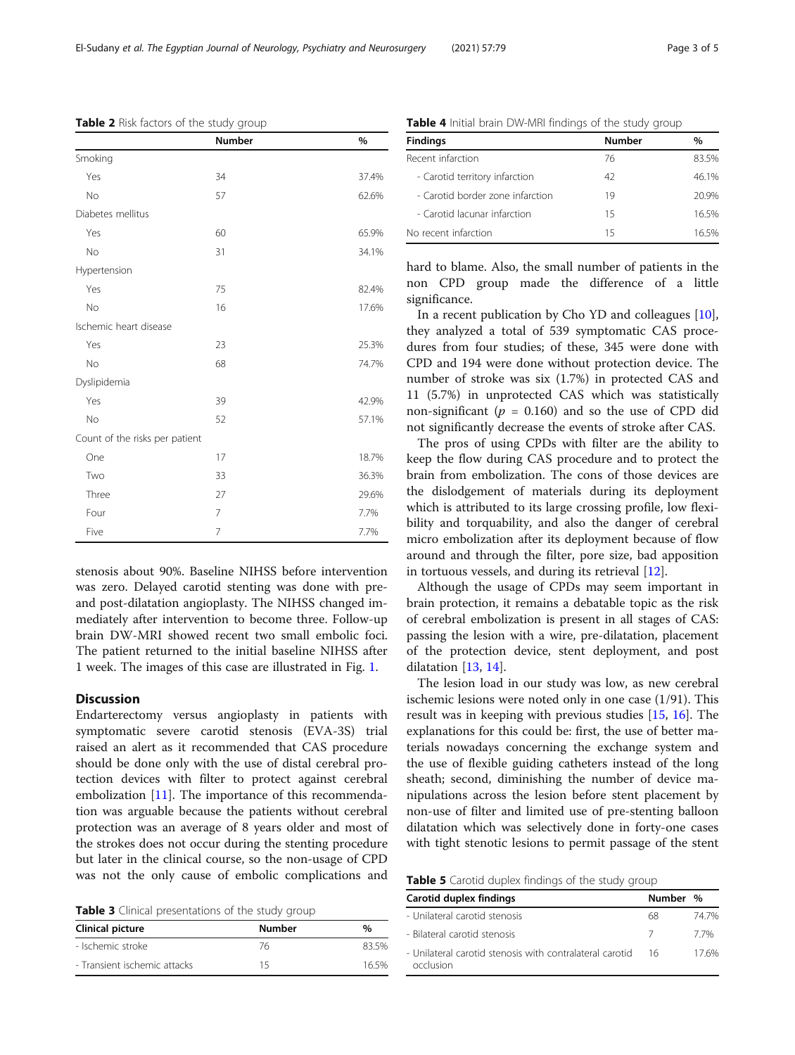**Table 2** Risk factors of the study group

| | Number | % |
|---|---|---|
| Smoking | | |
| Yes | 34 | 37.4% |
| No | 57 | 62.6% |
| Diabetes mellitus | | |
| Yes | 60 | 65.9% |
| No | 31 | 34.1% |
| Hypertension | | |
| Yes | 75 | 82.4% |
| No | 16 | 17.6% |
| Ischemic heart disease | | |
| Yes | 23 | 25.3% |
| No | 68 | 74.7% |
| Dyslipidemia | | |
| Yes | 39 | 42.9% |
| No | 52 | 57.1% |
| Count of the risks per patient | | |
| One | 17 | 18.7% |
| Two | 33 | 36.3% |
| Three | 27 | 29.6% |
| Four | 7 | 7.7% |
| Five | 7 | 7.7% |

stenosis about 90%. Baseline NIHSS before intervention was zero. Delayed carotid stenting was done with pre- and post-dilatation angioplasty. The NIHSS changed immediately after intervention to become three. Follow-up brain DW-MRI showed recent two small embolic foci. The patient returned to the initial baseline NIHSS after 1 week. The images of this case are illustrated in Fig. 1.

## Discussion

Endarterectomy versus angioplasty in patients with symptomatic severe carotid stenosis (EVA-3S) trial raised an alert as it recommended that CAS procedure should be done only with the use of distal cerebral protection devices with filter to protect against cerebral embolization [11]. The importance of this recommendation was arguable because the patients without cerebral protection was an average of 8 years older and most of the strokes does not occur during the stenting procedure but later in the clinical course, so the non-usage of CPD was not the only cause of embolic complications and hard to blame. Also, the small number of patients in the non CPD group made the difference of a little significance.

In a recent publication by Cho YD and colleagues [10], they analyzed a total of 539 symptomatic CAS procedures from four studies; of these, 345 were done with CPD and 194 were done without protection device. The number of stroke was six (1.7%) in protected CAS and 11 (5.7%) in unprotected CAS which was statistically non-significant ($p$ = 0.160) and so the use of CPD did not significantly decrease the events of stroke after CAS.

The pros of using CPDs with filter are the ability to keep the flow during CAS procedure and to protect the brain from embolization. The cons of those devices are the dislodgement of materials during its deployment which is attributed to its large crossing profile, low flexibility and torquability, and also the danger of cerebral micro embolization after its deployment because of flow around and through the filter, pore size, bad apposition in tortuous vessels, and during its retrieval [12].

Although the usage of CPDs may seem important in brain protection, it remains a debatable topic as the risk of cerebral embolization is present in all stages of CAS: passing the lesion with a wire, pre-dilatation, placement of the protection device, stent deployment, and post dilatation [13, 14].

The lesion load in our study was low, as new cerebral ischemic lesions were noted only in one case (1/91). This result was in keeping with previous studies [15, 16]. The explanations for this could be: first, the use of better materials nowadays concerning the exchange system and the use of flexible guiding catheters instead of the long sheath; second, diminishing the number of device manipulations across the lesion before stent placement by non-use of filter and limited use of pre-stenting balloon dilatation which was selectively done in forty-one cases with tight stenotic lesions to permit passage of the stent

**Table 3** Clinical presentations of the study group

| Clinical picture | Number | % |
|---|---|---|
| - Ischemic stroke | 76 | 83.5% |
| - Transient ischemic attacks | 15 | 16.5% |

**Table 4** Initial brain DW-MRI findings of the study group

| Findings | Number | % |
|---|---|---|
| Recent infarction | 76 | 83.5% |
| - Carotid territory infarction | 42 | 46.1% |
| - Carotid border zone infarction | 19 | 20.9% |
| - Carotid lacunar infarction | 15 | 16.5% |
| No recent infarction | 15 | 16.5% |

**Table 5** Carotid duplex findings of the study group

| Carotid duplex findings | Number | % |
|---|---|---|
| - Unilateral carotid stenosis | 68 | 74.7% |
| - Bilateral carotid stenosis | 7 | 7.7% |
| - Unilateral carotid stenosis with contralateral carotid occlusion | 16 | 17.6% |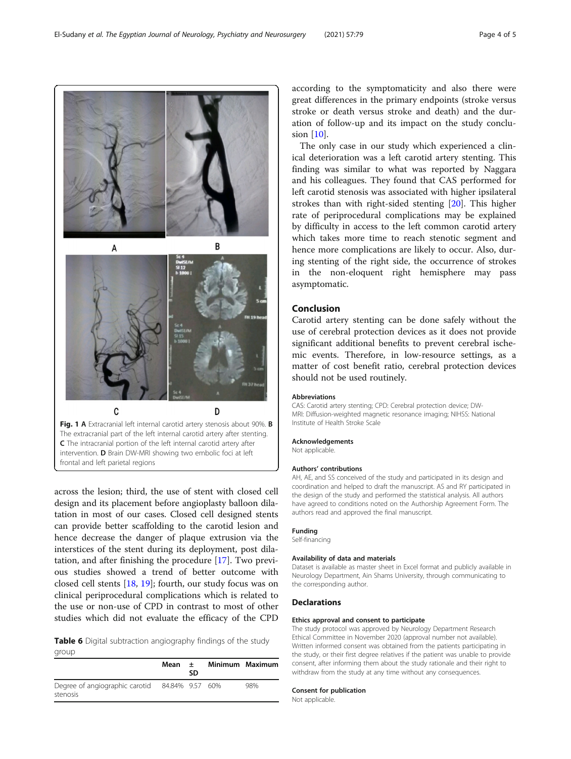Fig. 1 **A** Extracranial left internal carotid artery stenosis about 90%. **B** The extracranial part of the left internal carotid artery after stenting. **C** The intracranial portion of the left internal carotid artery after intervention. **D** Brain DW-MRI showing two embolic foci at left frontal and left parietal regions

across the lesion; third, the use of stent with closed cell design and its placement before angioplasty balloon dilatation in most of our cases. Closed cell designed stents can provide better scaffolding to the carotid lesion and hence decrease the danger of plaque extrusion via the interstices of the stent during its deployment, post dilatation, and after finishing the procedure [17]. Two previous studies showed a trend of better outcome with closed cell stents [18, 19]; fourth, our study focus was on clinical periprocedural complications which is related to the use or non-use of CPD in contrast to most of other studies which did not evaluate the efficacy of the CPD according to the symptomaticity and also there were great differences in the primary endpoints (stroke versus stroke or death versus stroke and death) and the duration of follow-up and its impact on the study conclusion [10].

**Table 6** Digital subtraction angiography findings of the study group

| | Mean | ± SD | Minimum | Maximum |
|---|---|---|---|---|
| Degree of angiographic carotid stenosis | 84.84% | 9.57 | 60% | 98% |

The only case in our study which experienced a clinical deterioration was a left carotid artery stenting. This finding was similar to what was reported by Naggara and his colleagues. They found that CAS performed for left carotid stenosis was associated with higher ipsilateral strokes than with right-sided stenting [20]. This higher rate of periprocedural complications may be explained by difficulty in access to the left common carotid artery which takes more time to reach stenotic segment and hence more complications are likely to occur. Also, during stenting of the right side, the occurrence of strokes in the non-eloquent right hemisphere may pass asymptomatic.

## Conclusion

Carotid artery stenting can be done safely without the use of cerebral protection devices as it does not provide significant additional benefits to prevent cerebral ischemic events. Therefore, in low-resource settings, as a matter of cost benefit ratio, cerebral protection devices should not be used routinely.

### Abbreviations

CAS: Carotid artery stenting; CPD: Cerebral protection device; DW-MRI: Diffusion-weighted magnetic resonance imaging; NIHSS: National Institute of Health Stroke Scale

### Acknowledgements

Not applicable.

### Authors' contributions

AH, AE, and SS conceived of the study and participated in its design and coordination and helped to draft the manuscript. AS and RY participated in the design of the study and performed the statistical analysis. All authors have agreed to conditions noted on the Authorship Agreement Form. The authors read and approved the final manuscript.

### Funding

Self-financing

### Availability of data and materials

Dataset is available as master sheet in Excel format and publicly available in Neurology Department, Ain Shams University, through communicating to the corresponding author.

## Declarations

### Ethics approval and consent to participate

The study protocol was approved by Neurology Department Research Ethical Committee in November 2020 (approval number not available). Written informed consent was obtained from the patients participating in the study, or their first degree relatives if the patient was unable to provide consent, after informing them about the study rationale and their right to withdraw from the study at any time without any consequences.

### Consent for publication

Not applicable.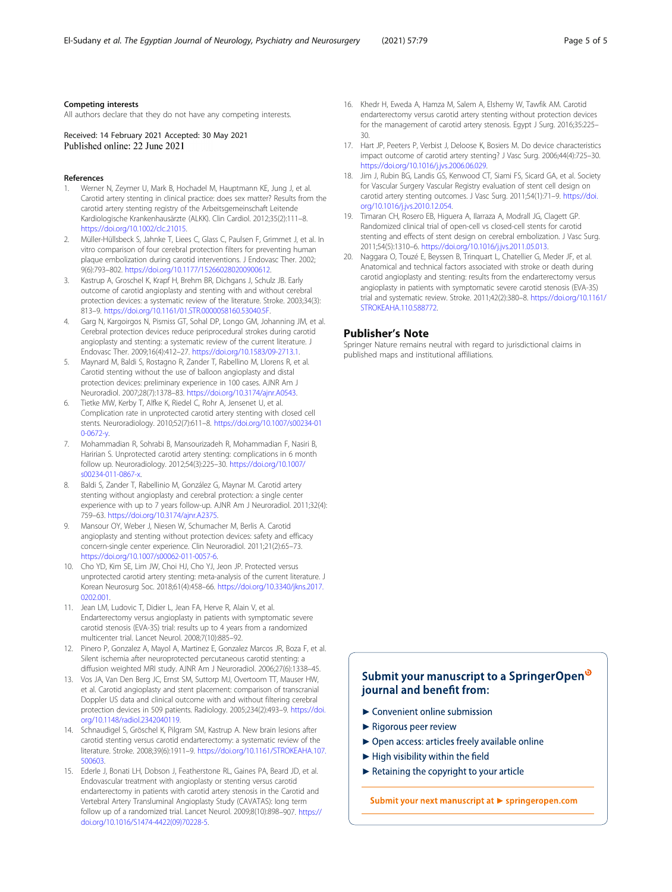### Competing interests

All authors declare that they do not have any competing interests.

Received: 14 February 2021 Accepted: 30 May 2021
Published online: 22 June 2021

### References

1. Werner N, Zeymer U, Mark B, Hochadel M, Hauptmann KE, Jung J, et al. Carotid artery stenting in clinical practice: does sex matter? Results from the carotid artery stenting registry of the Arbeitsgemeinschaft Leitende Kardiologische Krankenhausärzte (ALKK). Clin Cardiol. 2012;35(2):111–8. https://doi.org/10.1002/clc.21015.
2. Müller-Hüllsbeck S, Jahnke T, Liees C, Glass C, Paulsen F, Grimmet J, et al. In vitro comparison of four cerebral protection filters for preventing human plaque embolization during carotid interventions. J Endovasc Ther. 2002; 9(6):793–802. https://doi.org/10.1177/152660280200900612.
3. Kastrup A, Groschel K, Krapf H, Brehm BR, Dichgans J, Schulz JB. Early outcome of carotid angioplasty and stenting with and without cerebral protection devices: a systematic review of the literature. Stroke. 2003;34(3): 813–9. https://doi.org/10.1161/01.STR.0000058160.53040.5F.
4. Garg N, Kargoirgos N, Pismiss GT, Sohal DP, Longo GM, Johanning JM, et al. Cerebral protection devices reduce periprocedural strokes during carotid angioplasty and stenting: a systematic review of the current literature. J Endovasc Ther. 2009;16(4):412–27. https://doi.org/10.1583/09-2713.1.
5. Maynard M, Baldi S, Rostagno R, Zander T, Rabellino M, Llorens R, et al. Carotid stenting without the use of balloon angioplasty and distal protection devices: preliminary experience in 100 cases. AJNR Am J Neuroradiol. 2007;28(7):1378–83. https://doi.org/10.3174/ajnr.A0543.
6. Tietke MW, Kerby T, Alfke K, Riedel C, Rohr A, Jensenet U, et al. Complication rate in unprotected carotid artery stenting with closed cell stents. Neuroradiology. 2010;52(7):611–8. https://doi.org/10.1007/s00234-010-0672-y.
7. Mohammadian R, Sohrabi B, Mansourizadeh R, Mohammadian F, Nasiri B, Haririan S. Unprotected carotid artery stenting: complications in 6 month follow up. Neuroradiology. 2012;54(3):225–30. https://doi.org/10.1007/s00234-011-0867-x.
8. Baldi S, Zander T, Rabellinio M, González G, Maynar M. Carotid artery stenting without angioplasty and cerebral protection: a single center experience with up to 7 years follow-up. AJNR Am J Neuroradiol. 2011;32(4): 759–63. https://doi.org/10.3174/ajnr.A2375.
9. Mansour OY, Weber J, Niesen W, Schumacher M, Berlis A. Carotid angioplasty and stenting without protection devices: safety and efficacy concern-single center experience. Clin Neuroradiol. 2011;21(2):65–73. https://doi.org/10.1007/s00062-011-0057-6.
10. Cho YD, Kim SE, Lim JW, Choi HJ, Cho YJ, Jeon JP. Protected versus unprotected carotid artery stenting: meta-analysis of the current literature. J Korean Neurosurg Soc. 2018;61(4):458–66. https://doi.org/10.3340/jkns.2017.0202.001.
11. Jean LM, Ludovic T, Didier L, Jean FA, Herve R, Alain V, et al. Endarterectomy versus angioplasty in patients with symptomatic severe carotid stenosis (EVA-3S) trial: results up to 4 years from a randomized multicenter trial. Lancet Neurol. 2008;7(10):885–92.
12. Pinero P, Gonzalez A, Mayol A, Martinez E, Gonzalez Marcos JR, Boza F, et al. Silent ischemia after neuroprotected percutaneous carotid stenting: a diffusion weighted MRI study. AJNR Am J Neuroradiol. 2006;27(6):1338–45.
13. Vos JA, Van Den Berg JC, Ernst SM, Suttorp MJ, Overtoom TT, Mauser HW, et al. Carotid angioplasty and stent placement: comparison of transcranial Doppler US data and clinical outcome with and without filtering cerebral protection devices in 509 patients. Radiology. 2005;234(2):493–9. https://doi.org/10.1148/radiol.2342040119.
14. Schnaudigel S, Gröschel K, Pilgram SM, Kastrup A. New brain lesions after carotid stenting versus carotid endarterectomy: a systematic review of the literature. Stroke. 2008;39(6):1911–9. https://doi.org/10.1161/STROKEAHA.107.500603.
15. Ederle J, Bonati LH, Dobson J, Featherstone RL, Gaines PA, Beard JD, et al. Endovascular treatment with angioplasty or stenting versus carotid endarterectomy in patients with carotid artery stenosis in the Carotid and Vertebral Artery Transluminal Angioplasty Study (CAVATAS): long term follow up of a randomized trial. Lancet Neurol. 2009;8(10):898–907. https://doi.org/10.1016/S1474-4422(09)70228-5.
16. Khedr H, Eweda A, Hamza M, Salem A, Elshemy W, Tawfik AM. Carotid endarterectomy versus carotid artery stenting without protection devices for the management of carotid artery stenosis. Egypt J Surg. 2016;35:225–30.
17. Hart JP, Peeters P, Verbist J, Deloose K, Bosiers M. Do device characteristics impact outcome of carotid artery stenting? J Vasc Surg. 2006;44(4):725–30. https://doi.org/10.1016/j.jvs.2006.06.029.
18. Jim J, Rubin BG, Landis GS, Kenwood CT, Siami FS, Sicard GA, et al. Society for Vascular Surgery Vascular Registry evaluation of stent cell design on carotid artery stenting outcomes. J Vasc Surg. 2011;54(1):71–9. https://doi.org/10.1016/j.jvs.2010.12.054.
19. Timaran CH, Rosero EB, Higuera A, Ilarraza A, Modrall JG, Clagett GP. Randomized clinical trial of open-cell vs closed-cell stents for carotid stenting and effects of stent design on cerebral embolization. J Vasc Surg. 2011;54(5):1310–6. https://doi.org/10.1016/j.jvs.2011.05.013.
20. Naggara O, Touzé E, Beyssen B, Trinquart L, Chatellier G, Meder JF, et al. Anatomical and technical factors associated with stroke or death during carotid angioplasty and stenting: results from the endarterectomy versus angioplasty in patients with symptomatic severe carotid stenosis (EVA-3S) trial and systematic review. Stroke. 2011;42(2):380–8. https://doi.org/10.1161/STROKEAHA.110.588772.

## Publisher's Note

Springer Nature remains neutral with regard to jurisdictional claims in published maps and institutional affiliations.

**Submit your manuscript to a SpringerOpen journal and benefit from:**

- ► Convenient online submission
- ► Rigorous peer review
- ► Open access: articles freely available online
- ► High visibility within the field
- ► Retaining the copyright to your article

**Submit your next manuscript at ► springeropen.com**